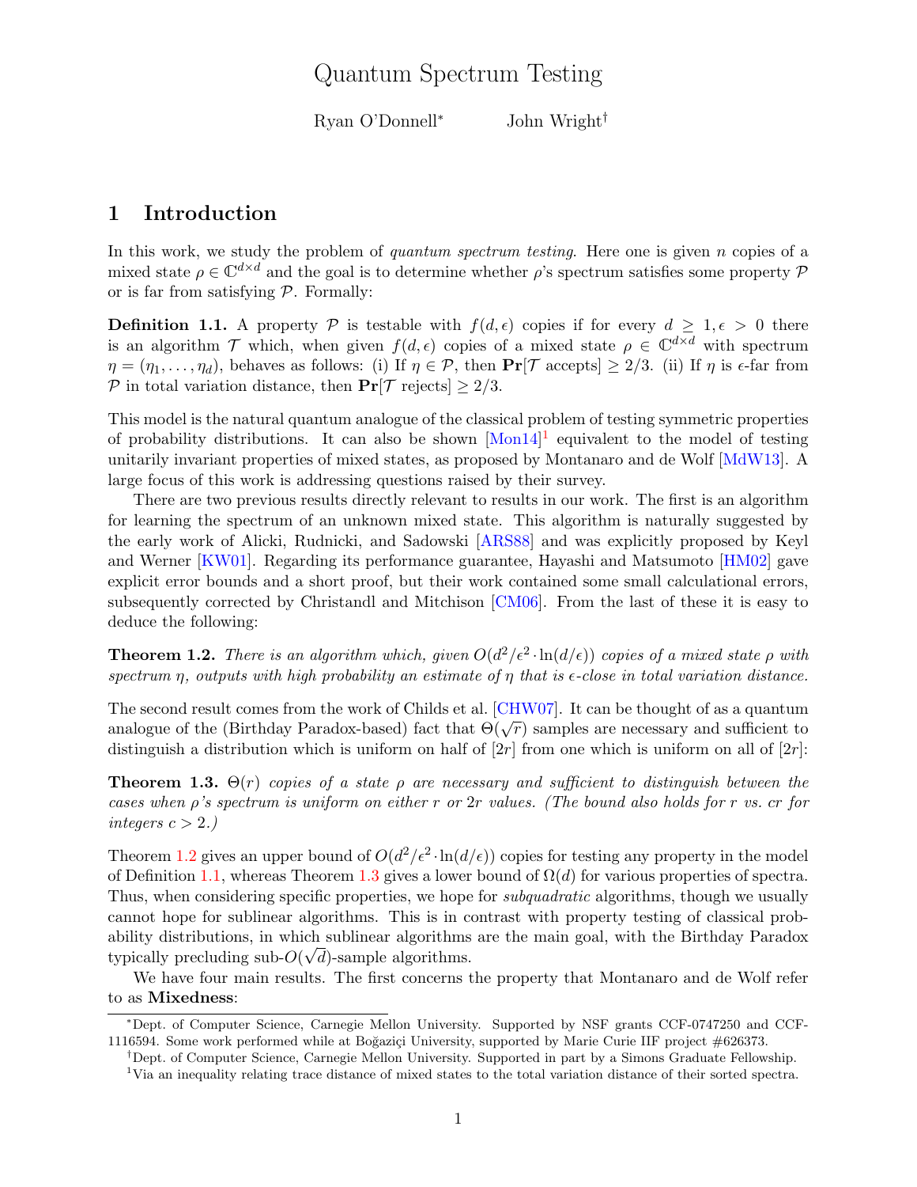# Quantum Spectrum Testing

Ryan O'Donnell[*] John Wright[†]

## 1 Introduction

In this work, we study the problem of *quantum spectrum testing*. Here one is given $n$ copies of a mixed state $\rho \in \mathbb{C}^{d \times d}$ and the goal is to determine whether $\rho$'s spectrum satisfies some property $\mathcal{P}$ or is far from satisfying $\mathcal{P}$. Formally:

**Definition 1.1.** A property $\mathcal{P}$ is testable with $f(d, \epsilon)$ copies if for every $d \geq 1, \epsilon > 0$ there is an algorithm $\mathcal{T}$ which, when given $f(d, \epsilon)$ copies of a mixed state $\rho \in \mathbb{C}^{d \times d}$ with spectrum $\eta = (\eta_1, \ldots, \eta_d)$, behaves as follows: (i) If $\eta \in \mathcal{P}$, then $\mathbf{Pr}[\mathcal{T} \text{ accepts}] \geq 2/3$. (ii) If $\eta$ is $\epsilon$-far from $\mathcal{P}$ in total variation distance, then $\mathbf{Pr}[\mathcal{T} \text{ rejects}] \geq 2/3$.

This model is the natural quantum analogue of the classical problem of testing symmetric properties of probability distributions. It can also be shown [Mon14][1] equivalent to the model of testing unitarily invariant properties of mixed states, as proposed by Montanaro and de Wolf [MdW13]. A large focus of this work is addressing questions raised by their survey.

There are two previous results directly relevant to results in our work. The first is an algorithm for learning the spectrum of an unknown mixed state. This algorithm is naturally suggested by the early work of Alicki, Rudnicki, and Sadowski [ARS88] and was explicitly proposed by Keyl and Werner [KW01]. Regarding its performance guarantee, Hayashi and Matsumoto [HM02] gave explicit error bounds and a short proof, but their work contained some small calculational errors, subsequently corrected by Christandl and Mitchison [CM06]. From the last of these it is easy to deduce the following:

**Theorem 1.2.** *There is an algorithm which, given $O(d^2/\epsilon^2 \cdot \ln(d/\epsilon))$ copies of a mixed state $\rho$ with spectrum $\eta$, outputs with high probability an estimate of $\eta$ that is $\epsilon$-close in total variation distance.*

The second result comes from the work of Childs et al. [CHW07]. It can be thought of as a quantum analogue of the (Birthday Paradox-based) fact that $\Theta(\sqrt{r})$ samples are necessary and sufficient to distinguish a distribution which is uniform on half of $[2r]$ from one which is uniform on all of $[2r]$:

**Theorem 1.3.** *$\Theta(r)$ copies of a state $\rho$ are necessary and sufficient to distinguish between the cases when $\rho$'s spectrum is uniform on either $r$ or $2r$ values. (The bound also holds for $r$ vs. $cr$ for integers $c > 2$.)*

Theorem 1.2 gives an upper bound of $O(d^2/\epsilon^2 \cdot \ln(d/\epsilon))$ copies for testing any property in the model of Definition 1.1, whereas Theorem 1.3 gives a lower bound of $\Omega(d)$ for various properties of spectra. Thus, when considering specific properties, we hope for *subquadratic* algorithms, though we usually cannot hope for sublinear algorithms. This is in contrast with property testing of classical probability distributions, in which sublinear algorithms are the main goal, with the Birthday Paradox typically precluding sub-$O(\sqrt{d})$-sample algorithms.

We have four main results. The first concerns the property that Montanaro and de Wolf refer to as **Mixedness**:

[*] Dept. of Computer Science, Carnegie Mellon University. Supported by NSF grants CCF-0747250 and CCF-1116594. Some work performed while at Boğaziçi University, supported by Marie Curie IIF project #626373.

[†] Dept. of Computer Science, Carnegie Mellon University. Supported in part by a Simons Graduate Fellowship.

[1] Via an inequality relating trace distance of mixed states to the total variation distance of their sorted spectra.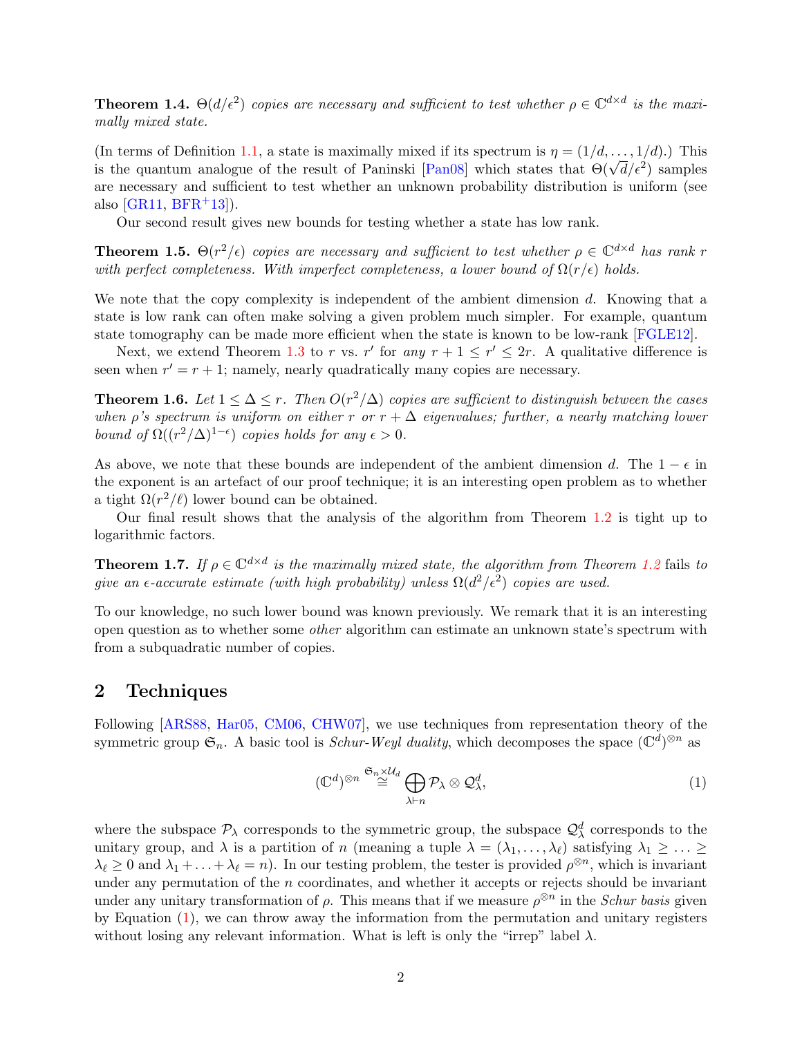**Theorem 1.4.** *$\Theta(d/\epsilon^2)$ copies are necessary and sufficient to test whether $\rho \in \mathbb{C}^{d\times d}$ is the maximally mixed state.*

(In terms of Definition 1.1, a state is maximally mixed if its spectrum is $\eta = (1/d, \ldots, 1/d)$.) This is the quantum analogue of the result of Paninski [Pan08] which states that $\Theta(\sqrt{d}/\epsilon^2)$ samples are necessary and sufficient to test whether an unknown probability distribution is uniform (see also [GR11, BFR+13]).

Our second result gives new bounds for testing whether a state has low rank.

**Theorem 1.5.** *$\Theta(r^2/\epsilon)$ copies are necessary and sufficient to test whether $\rho \in \mathbb{C}^{d\times d}$ has rank $r$ with perfect completeness. With imperfect completeness, a lower bound of $\Omega(r/\epsilon)$ holds.*

We note that the copy complexity is independent of the ambient dimension $d$. Knowing that a state is low rank can often make solving a given problem much simpler. For example, quantum state tomography can be made more efficient when the state is known to be low-rank [FGLE12].

Next, we extend Theorem 1.3 to $r$ vs. $r'$ for *any* $r+1 \leq r' \leq 2r$. A qualitative difference is seen when $r' = r+1$; namely, nearly quadratically many copies are necessary.

**Theorem 1.6.** *Let $1 \leq \Delta \leq r$. Then $O(r^2/\Delta)$ copies are sufficient to distinguish between the cases when $\rho$'s spectrum is uniform on either $r$ or $r+\Delta$ eigenvalues; further, a nearly matching lower bound of $\Omega((r^2/\Delta)^{1-\epsilon})$ copies holds for any $\epsilon > 0$.*

As above, we note that these bounds are independent of the ambient dimension $d$. The $1-\epsilon$ in the exponent is an artefact of our proof technique; it is an interesting open problem as to whether a tight $\Omega(r^2/\ell)$ lower bound can be obtained.

Our final result shows that the analysis of the algorithm from Theorem 1.2 is tight up to logarithmic factors.

**Theorem 1.7.** *If $\rho \in \mathbb{C}^{d\times d}$ is the maximally mixed state, the algorithm from Theorem 1.2* fails *to give an $\epsilon$-accurate estimate (with high probability) unless $\Omega(d^2/\epsilon^2)$ copies are used.*

To our knowledge, no such lower bound was known previously. We remark that it is an interesting open question as to whether some *other* algorithm can estimate an unknown state's spectrum with from a subquadratic number of copies.

## 2 Techniques

Following [ARS88, Har05, CM06, CHW07], we use techniques from representation theory of the symmetric group $\mathfrak{S}_n$. A basic tool is *Schur-Weyl duality*, which decomposes the space $(\mathbb{C}^d)^{\otimes n}$ as

$$(\mathbb{C}^d)^{\otimes n} \overset{\mathfrak{S}_n \times \mathcal{U}_d}{\cong} \bigoplus_{\lambda \vdash n} \mathcal{P}_\lambda \otimes \mathcal{Q}_\lambda^d, \tag{1}$$

where the subspace $\mathcal{P}_\lambda$ corresponds to the symmetric group, the subspace $\mathcal{Q}_\lambda^d$ corresponds to the unitary group, and $\lambda$ is a partition of $n$ (meaning a tuple $\lambda = (\lambda_1, \ldots, \lambda_\ell)$ satisfying $\lambda_1 \geq \ldots \geq \lambda_\ell \geq 0$ and $\lambda_1 + \ldots + \lambda_\ell = n$). In our testing problem, the tester is provided $\rho^{\otimes n}$, which is invariant under any permutation of the $n$ coordinates, and whether it accepts or rejects should be invariant under any unitary transformation of $\rho$. This means that if we measure $\rho^{\otimes n}$ in the *Schur basis* given by Equation (1), we can throw away the information from the permutation and unitary registers without losing any relevant information. What is left is only the "irrep" label $\lambda$.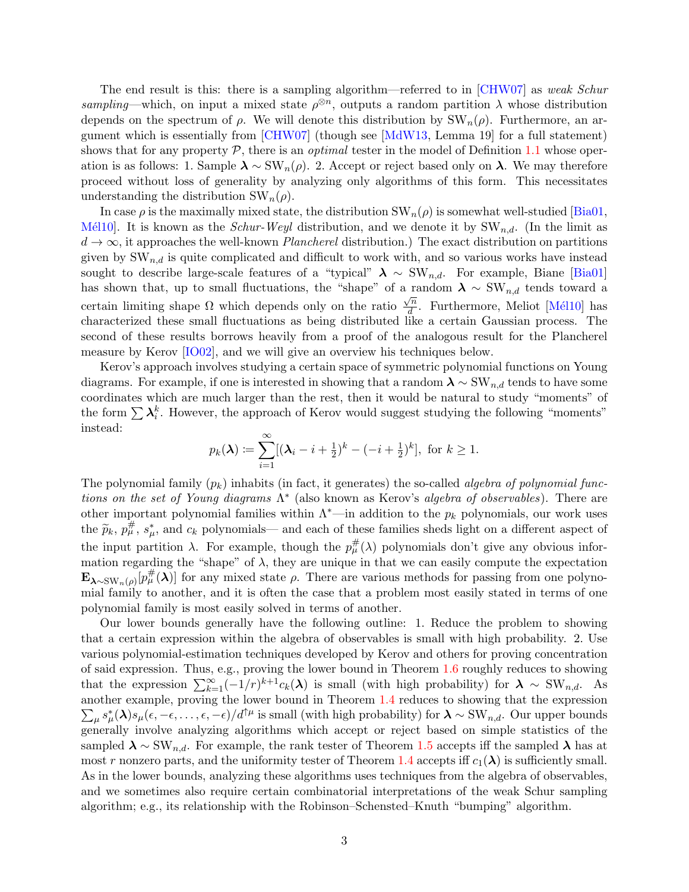The end result is this: there is a sampling algorithm—referred to in [CHW07] as *weak Schur sampling*—which, on input a mixed state $\rho^{\otimes n}$, outputs a random partition $\lambda$ whose distribution depends on the spectrum of $\rho$. We will denote this distribution by $\mathrm{SW}_n(\rho)$. Furthermore, an argument which is essentially from [CHW07] (though see [MdW13, Lemma 19] for a full statement) shows that for any property $\mathcal{P}$, there is an *optimal* tester in the model of Definition 1.1 whose operation is as follows: 1. Sample $\boldsymbol{\lambda} \sim \mathrm{SW}_n(\rho)$. 2. Accept or reject based only on $\boldsymbol{\lambda}$. We may therefore proceed without loss of generality by analyzing only algorithms of this form. This necessitates understanding the distribution $\mathrm{SW}_n(\rho)$.

In case $\rho$ is the maximally mixed state, the distribution $\mathrm{SW}_n(\rho)$ is somewhat well-studied [Bia01, Mél10]. It is known as the *Schur-Weyl* distribution, and we denote it by $\mathrm{SW}_{n,d}$. (In the limit as $d \to \infty$, it approaches the well-known *Plancherel* distribution.) The exact distribution on partitions given by $\mathrm{SW}_{n,d}$ is quite complicated and difficult to work with, and so various works have instead sought to describe large-scale features of a "typical" $\boldsymbol{\lambda} \sim \mathrm{SW}_{n,d}$. For example, Biane [Bia01] has shown that, up to small fluctuations, the "shape" of a random $\boldsymbol{\lambda} \sim \mathrm{SW}_{n,d}$ tends toward a certain limiting shape $\Omega$ which depends only on the ratio $\frac{\sqrt{n}}{d}$. Furthermore, Meliot [Mél10] has characterized these small fluctuations as being distributed like a certain Gaussian process. The second of these results borrows heavily from a proof of the analogous result for the Plancherel measure by Kerov [IO02], and we will give an overview his techniques below.

Kerov's approach involves studying a certain space of symmetric polynomial functions on Young diagrams. For example, if one is interested in showing that a random $\boldsymbol{\lambda} \sim \mathrm{SW}_{n,d}$ tends to have some coordinates which are much larger than the rest, then it would be natural to study "moments" of the form $\sum \boldsymbol{\lambda}_i^k$. However, the approach of Kerov would suggest studying the following "moments" instead:

$$p_k(\boldsymbol{\lambda}) := \sum_{i=1}^{\infty} [(\boldsymbol{\lambda}_i - i + \tfrac{1}{2})^k - (-i + \tfrac{1}{2})^k], \text{ for } k \geq 1.$$

The polynomial family $(p_k)$ inhabits (in fact, it generates) the so-called *algebra of polynomial functions on the set of Young diagrams* $\Lambda^*$ (also known as Kerov's *algebra of observables*). There are other important polynomial families within $\Lambda^*$—in addition to the $p_k$ polynomials, our work uses the $\widetilde{p}_k$, $p^\#_\mu$, $s^*_\mu$, and $c_k$ polynomials— and each of these families sheds light on a different aspect of the input partition $\lambda$. For example, though the $p^\#_\mu(\lambda)$ polynomials don't give any obvious information regarding the "shape" of $\lambda$, they are unique in that we can easily compute the expectation $\mathbf{E}_{\boldsymbol{\lambda} \sim \mathrm{SW}_n(\rho)}[p^\#_\mu(\boldsymbol{\lambda})]$ for any mixed state $\rho$. There are various methods for passing from one polynomial family to another, and it is often the case that a problem most easily stated in terms of one polynomial family is most easily solved in terms of another.

Our lower bounds generally have the following outline: 1. Reduce the problem to showing that a certain expression within the algebra of observables is small with high probability. 2. Use various polynomial-estimation techniques developed by Kerov and others for proving concentration of said expression. Thus, e.g., proving the lower bound in Theorem 1.6 roughly reduces to showing that the expression $\sum_{k=1}^{\infty}(-1/r)^{k+1}c_k(\boldsymbol{\lambda})$ is small (with high probability) for $\boldsymbol{\lambda} \sim \mathrm{SW}_{n,d}$. As another example, proving the lower bound in Theorem 1.4 reduces to showing that the expression $\sum_\mu s^*_\mu(\boldsymbol{\lambda}) s_\mu(\epsilon, -\epsilon, \ldots, \epsilon, -\epsilon)/d^{\uparrow\mu}$ is small (with high probability) for $\boldsymbol{\lambda} \sim \mathrm{SW}_{n,d}$. Our upper bounds generally involve analyzing algorithms which accept or reject based on simple statistics of the sampled $\boldsymbol{\lambda} \sim \mathrm{SW}_{n,d}$. For example, the rank tester of Theorem 1.5 accepts iff the sampled $\boldsymbol{\lambda}$ has at most $r$ nonzero parts, and the uniformity tester of Theorem 1.4 accepts iff $c_1(\boldsymbol{\lambda})$ is sufficiently small. As in the lower bounds, analyzing these algorithms uses techniques from the algebra of observables, and we sometimes also require certain combinatorial interpretations of the weak Schur sampling algorithm; e.g., its relationship with the Robinson–Schensted–Knuth "bumping" algorithm.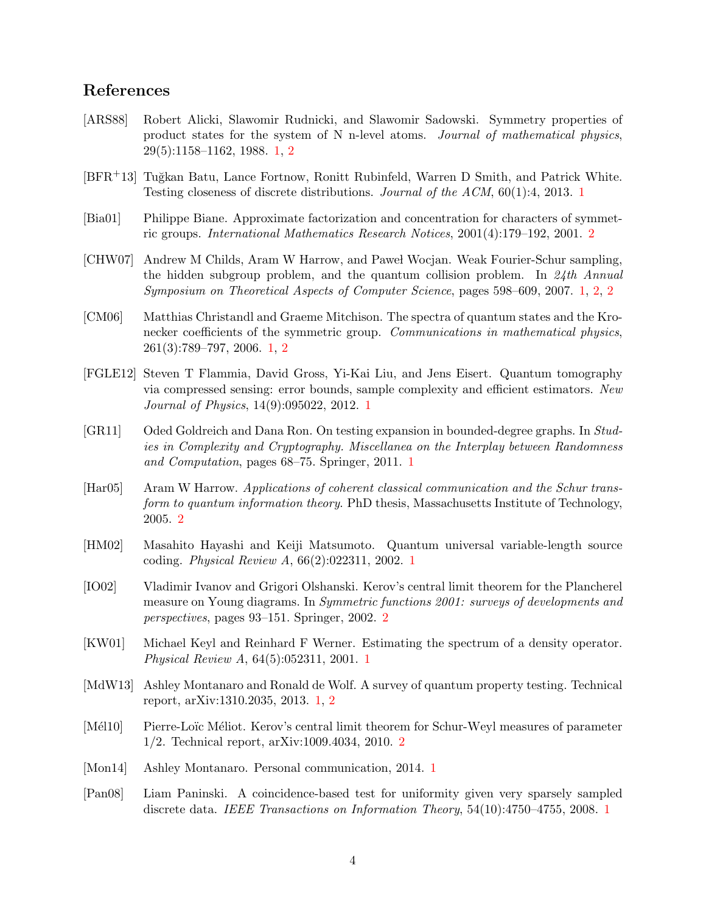## References

[ARS88] Robert Alicki, Slawomir Rudnicki, and Slawomir Sadowski. Symmetry properties of product states for the system of N n-level atoms. *Journal of mathematical physics*, 29(5):1158–1162, 1988. 1, 2

[BFR+13] Tuğkan Batu, Lance Fortnow, Ronitt Rubinfeld, Warren D Smith, and Patrick White. Testing closeness of discrete distributions. *Journal of the ACM*, 60(1):4, 2013. 1

[Bia01] Philippe Biane. Approximate factorization and concentration for characters of symmetric groups. *International Mathematics Research Notices*, 2001(4):179–192, 2001. 2

[CHW07] Andrew M Childs, Aram W Harrow, and Paweł Wocjan. Weak Fourier-Schur sampling, the hidden subgroup problem, and the quantum collision problem. In *24th Annual Symposium on Theoretical Aspects of Computer Science*, pages 598–609, 2007. 1, 2, 2

[CM06] Matthias Christandl and Graeme Mitchison. The spectra of quantum states and the Kronecker coefficients of the symmetric group. *Communications in mathematical physics*, 261(3):789–797, 2006. 1, 2

[FGLE12] Steven T Flammia, David Gross, Yi-Kai Liu, and Jens Eisert. Quantum tomography via compressed sensing: error bounds, sample complexity and efficient estimators. *New Journal of Physics*, 14(9):095022, 2012. 1

[GR11] Oded Goldreich and Dana Ron. On testing expansion in bounded-degree graphs. In *Studies in Complexity and Cryptography. Miscellanea on the Interplay between Randomness and Computation*, pages 68–75. Springer, 2011. 1

[Har05] Aram W Harrow. *Applications of coherent classical communication and the Schur transform to quantum information theory*. PhD thesis, Massachusetts Institute of Technology, 2005. 2

[HM02] Masahito Hayashi and Keiji Matsumoto. Quantum universal variable-length source coding. *Physical Review A*, 66(2):022311, 2002. 1

[IO02] Vladimir Ivanov and Grigori Olshanski. Kerov's central limit theorem for the Plancherel measure on Young diagrams. In *Symmetric functions 2001: surveys of developments and perspectives*, pages 93–151. Springer, 2002. 2

[KW01] Michael Keyl and Reinhard F Werner. Estimating the spectrum of a density operator. *Physical Review A*, 64(5):052311, 2001. 1

[MdW13] Ashley Montanaro and Ronald de Wolf. A survey of quantum property testing. Technical report, arXiv:1310.2035, 2013. 1, 2

[Mél10] Pierre-Loïc Méliot. Kerov's central limit theorem for Schur-Weyl measures of parameter 1/2. Technical report, arXiv:1009.4034, 2010. 2

[Mon14] Ashley Montanaro. Personal communication, 2014. 1

[Pan08] Liam Paninski. A coincidence-based test for uniformity given very sparsely sampled discrete data. *IEEE Transactions on Information Theory*, 54(10):4750–4755, 2008. 1